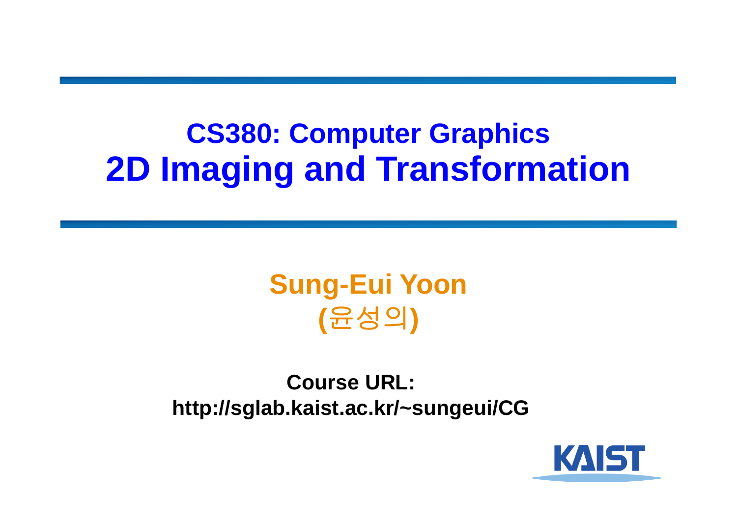# CS380: Computer Graphics
# 2D Imaging and Transformation

**Sung-Eui Yoon**
**(윤성의)**

**Course URL:**
**http://sglab.kaist.ac.kr/~sungeui/CG**

KAIST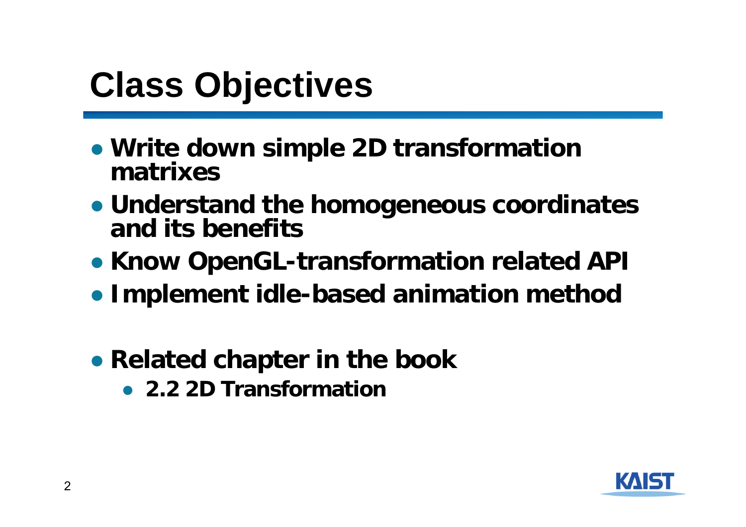# Class Objectives

- **Write down simple 2D transformation matrixes**
- **Understand the homogeneous coordinates and its benefits**
- **Know OpenGL-transformation related API**
- **Implement idle-based animation method**

- **Related chapter in the book**
  - **2.2 2D Transformation**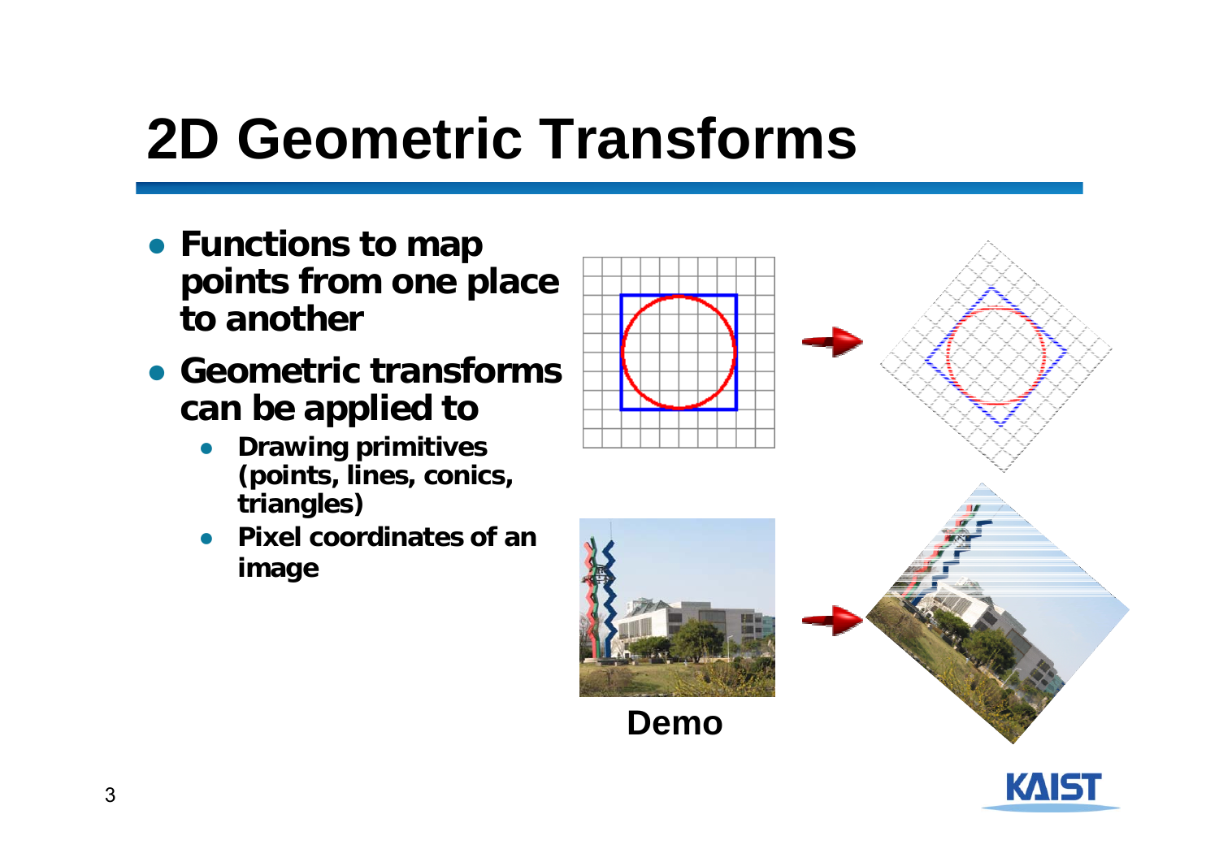# 2D Geometric Transforms

- **Functions to map points from one place to another**
- **Geometric transforms can be applied to**
  - **Drawing primitives (points, lines, conics, triangles)**
  - **Pixel coordinates of an image**

**Demo**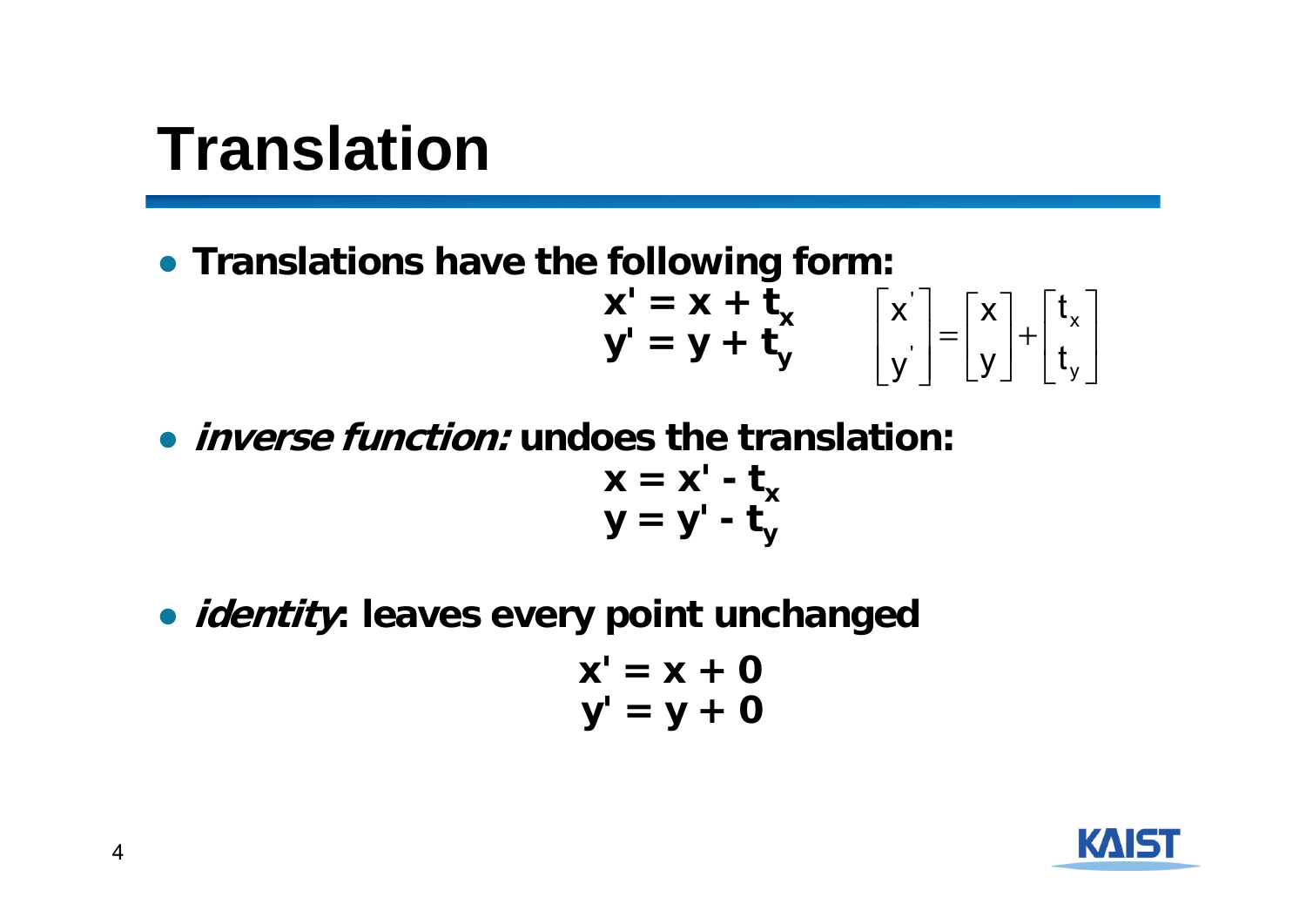# Translation

- **Translations have the following form:**

$$x' = x + t_x \qquad y' = y + t_y$$

$$\begin{bmatrix} x' \\ y' \end{bmatrix} = \begin{bmatrix} x \\ y \end{bmatrix} + \begin{bmatrix} t_x \\ t_y \end{bmatrix}$$

- ***inverse function:*** **undoes the translation:**

$$x = x' - t_x \qquad y = y' - t_y$$

- ***identity*****: leaves every point unchanged**

$$x' = x + 0 \qquad y' = y + 0$$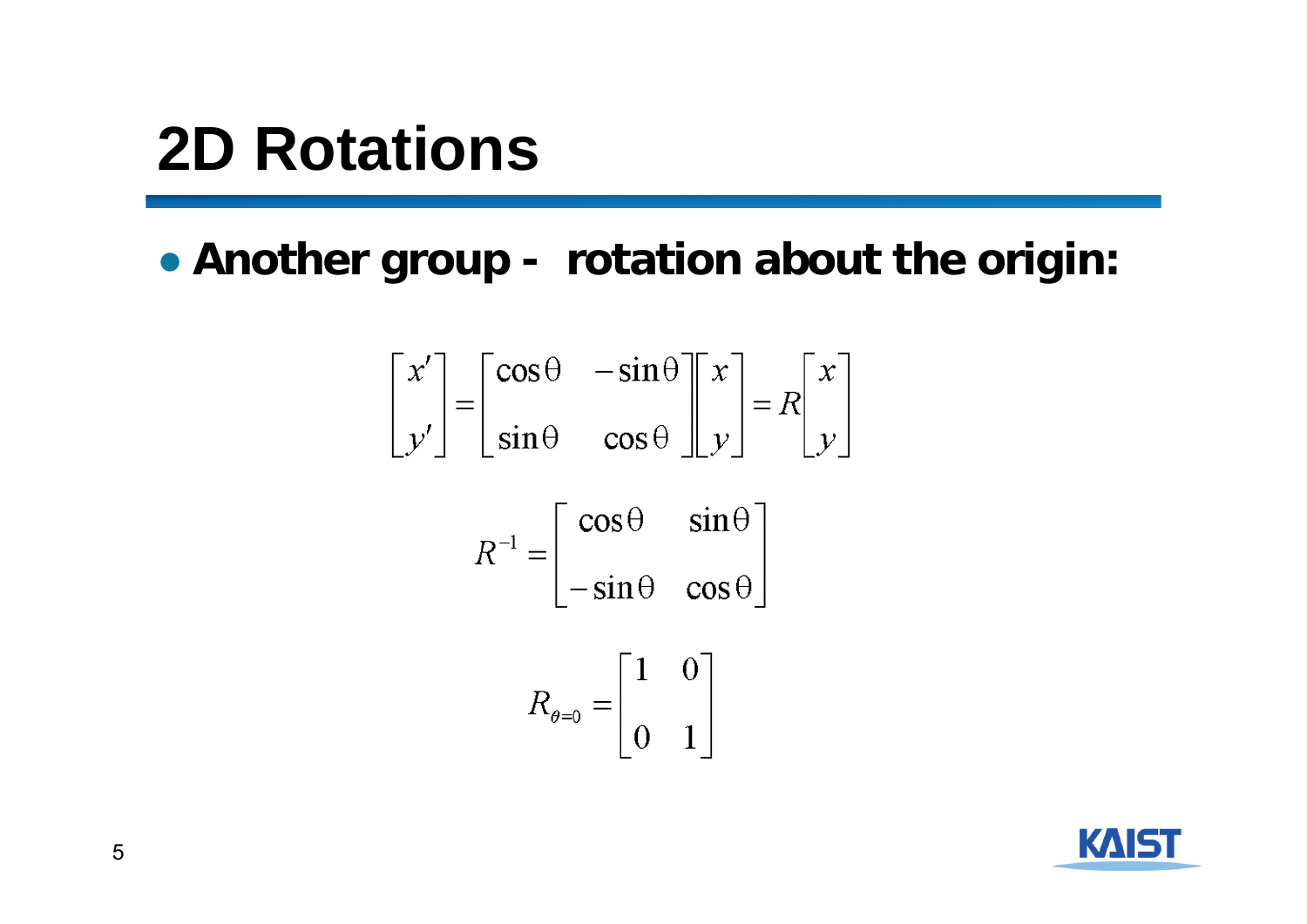# 2D Rotations

- **Another group - rotation about the origin:**

$$\begin{bmatrix} x' \\ y' \end{bmatrix} = \begin{bmatrix} \cos\theta & -\sin\theta \\ \sin\theta & \cos\theta \end{bmatrix} \begin{bmatrix} x \\ y \end{bmatrix} = R \begin{bmatrix} x \\ y \end{bmatrix}$$

$$R^{-1} = \begin{bmatrix} \cos\theta & \sin\theta \\ -\sin\theta & \cos\theta \end{bmatrix}$$

$$R_{\theta=0} = \begin{bmatrix} 1 & 0 \\ 0 & 1 \end{bmatrix}$$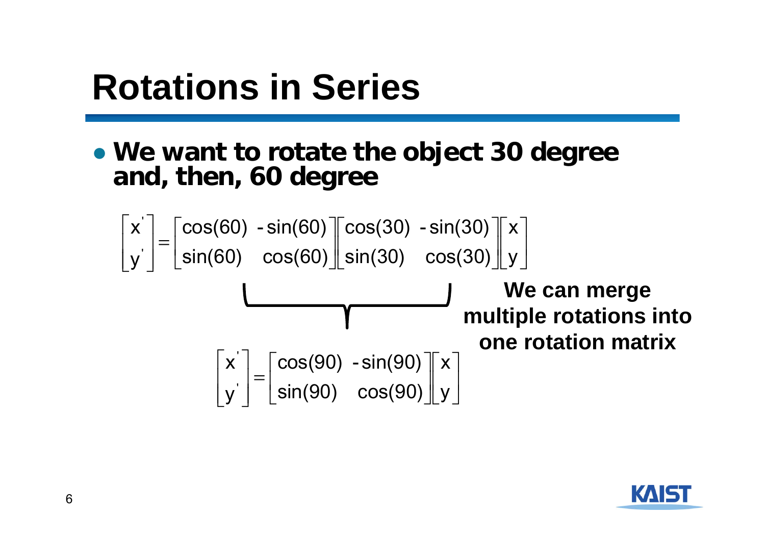# Rotations in Series

- **We want to rotate the object 30 degree and, then, 60 degree**

$$\begin{bmatrix} x' \\ y' \end{bmatrix} = \begin{bmatrix} \cos(60) & -\sin(60) \\ \sin(60) & \cos(60) \end{bmatrix} \begin{bmatrix} \cos(30) & -\sin(30) \\ \sin(30) & \cos(30) \end{bmatrix} \begin{bmatrix} x \\ y \end{bmatrix}$$

**We can merge multiple rotations into one rotation matrix**

$$\begin{bmatrix} x' \\ y' \end{bmatrix} = \begin{bmatrix} \cos(90) & -\sin(90) \\ \sin(90) & \cos(90) \end{bmatrix} \begin{bmatrix} x \\ y \end{bmatrix}$$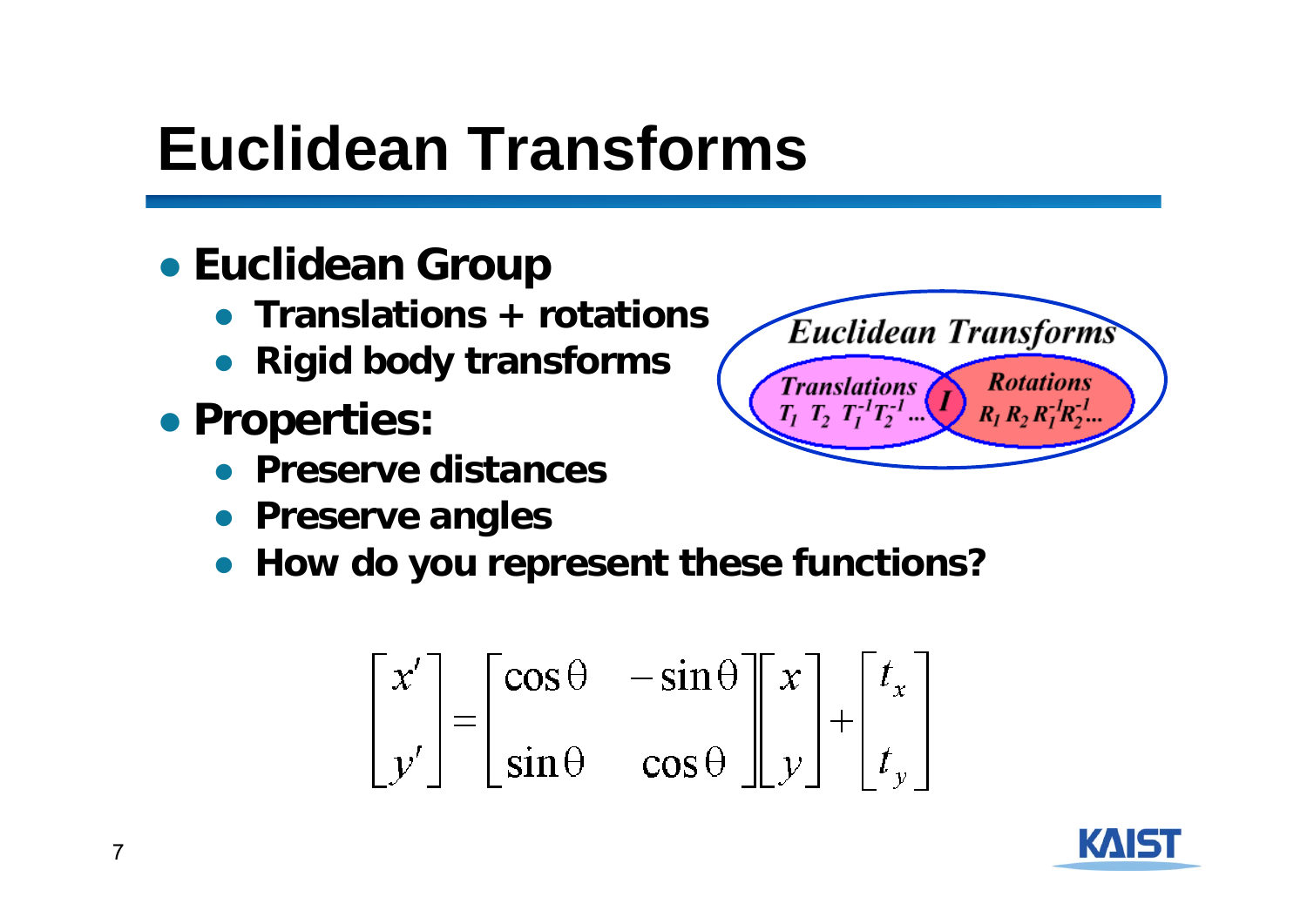# Euclidean Transforms

- **Euclidean Group**
  - **Translations + rotations**
  - **Rigid body transforms**
- **Properties:**
  - **Preserve distances**
  - **Preserve angles**
  - **How do you represent these functions?**

*Euclidean Transforms*

*Translations* $T_1 \; T_2 \; T_1^{-1} T_2^{-1} \ldots$

$I$

*Rotations* $R_1 \; R_2 \; R_1^{-1} R_2^{-1} \ldots$

$$\begin{bmatrix} x' \\ y' \end{bmatrix} = \begin{bmatrix} \cos\theta & -\sin\theta \\ \sin\theta & \cos\theta \end{bmatrix} \begin{bmatrix} x \\ y \end{bmatrix} + \begin{bmatrix} t_x \\ t_y \end{bmatrix}$$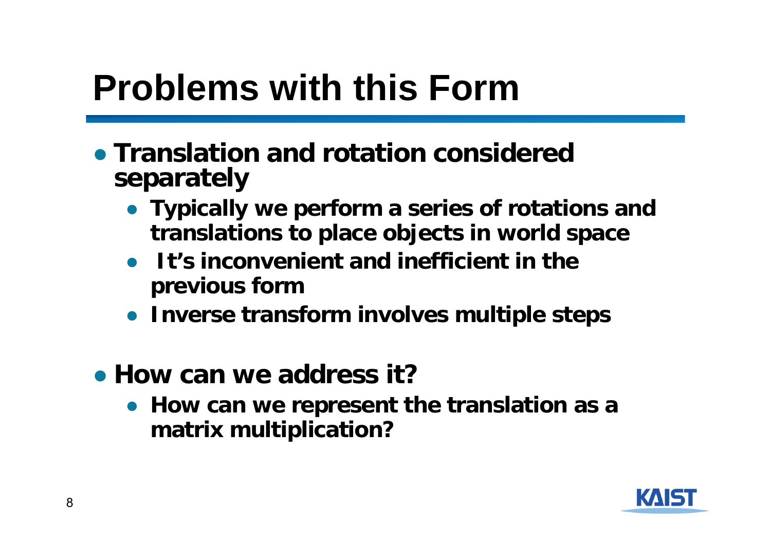# Problems with this Form

- **Translation and rotation considered separately**
  - **Typically we perform a series of rotations and translations to place objects in world space**
  - **It's inconvenient and inefficient in the previous form**
  - **Inverse transform involves multiple steps**

- **How can we address it?**
  - **How can we represent the translation as a matrix multiplication?**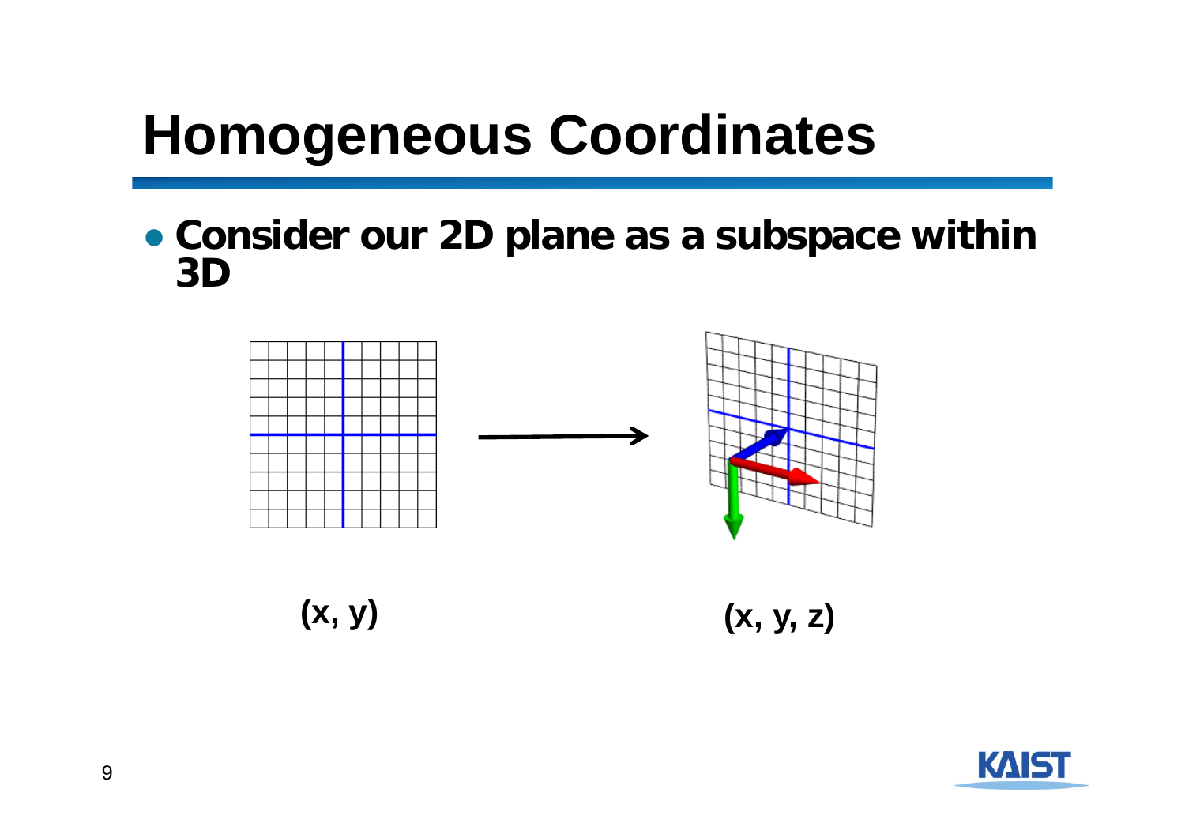# Homogeneous Coordinates

- **Consider our 2D plane as a subspace within 3D**

**(x, y)** **(x, y, z)**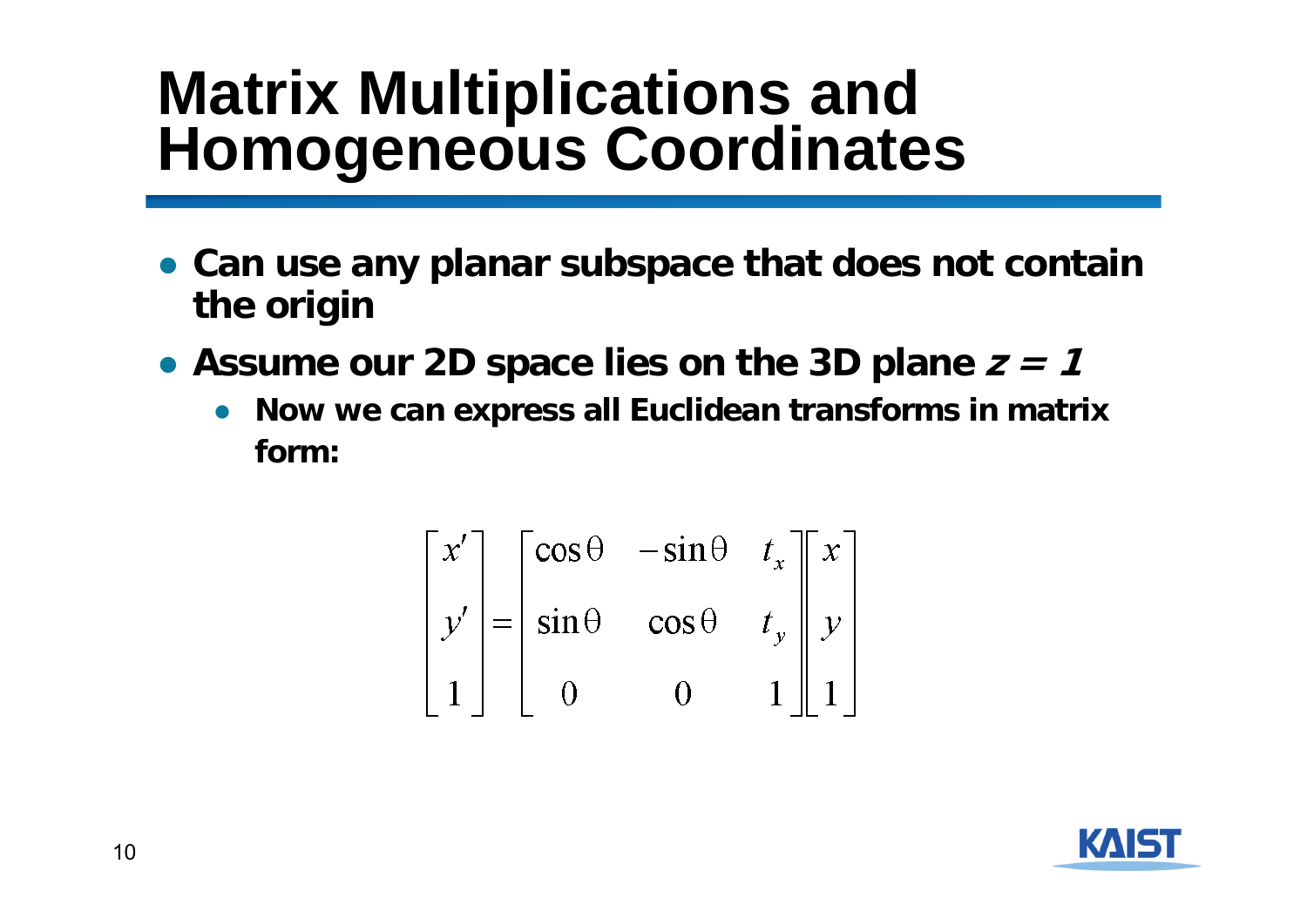# Matrix Multiplications and Homogeneous Coordinates

- **Can use any planar subspace that does not contain the origin**
- **Assume our 2D space lies on the 3D plane $z = 1$**
  - **Now we can express all Euclidean transforms in matrix form:**

$$
\begin{bmatrix} x' \\ y' \\ 1 \end{bmatrix} = \begin{bmatrix} \cos\theta & -\sin\theta & t_x \\ \sin\theta & \cos\theta & t_y \\ 0 & 0 & 1 \end{bmatrix} \begin{bmatrix} x \\ y \\ 1 \end{bmatrix}
$$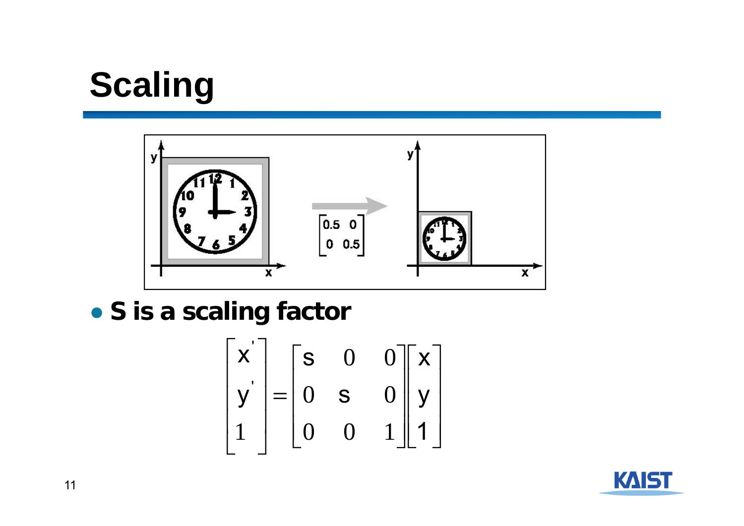# Scaling

- **S is a scaling factor**

$$\begin{bmatrix} x' \\ y' \\ 1 \end{bmatrix} = \begin{bmatrix} s & 0 & 0 \\ 0 & s & 0 \\ 0 & 0 & 1 \end{bmatrix} \begin{bmatrix} x \\ y \\ 1 \end{bmatrix}$$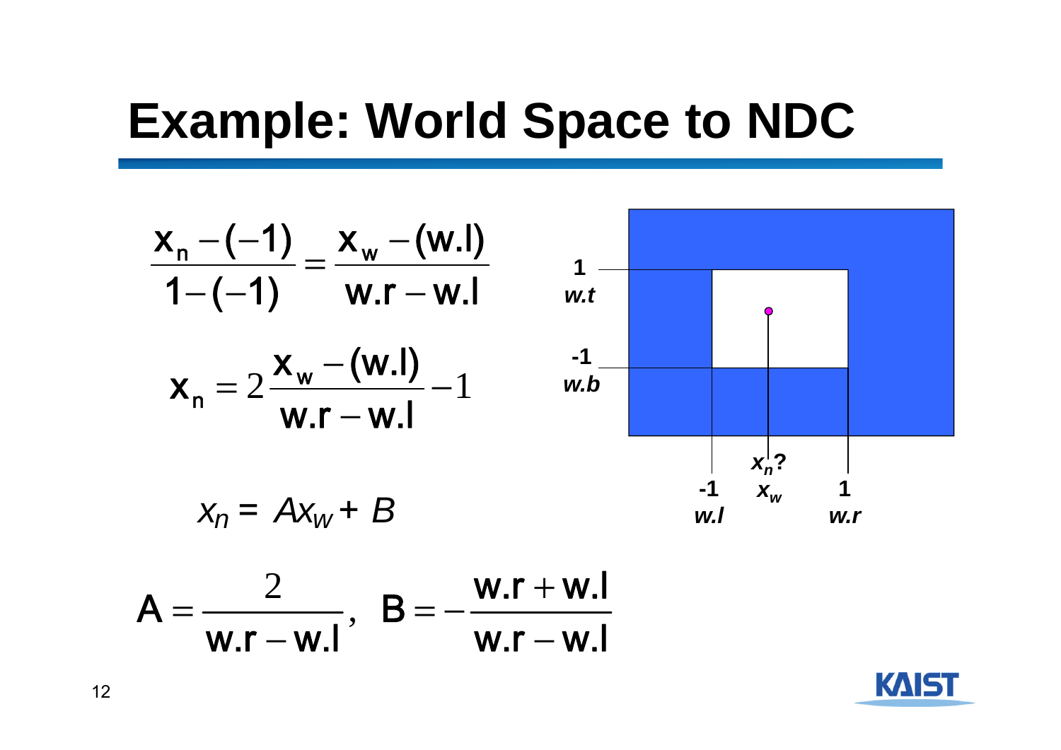# Example: World Space to NDC

$$\frac{x_n - (-1)}{1 - (-1)} = \frac{x_w - (w.l)}{w.r - w.l}$$

$$x_n = 2\frac{x_w - (w.l)}{w.r - w.l} - 1$$

$$x_n = Ax_w + B$$

$$A = \frac{2}{w.r - w.l}, \quad B = -\frac{w.r + w.l}{w.r - w.l}$$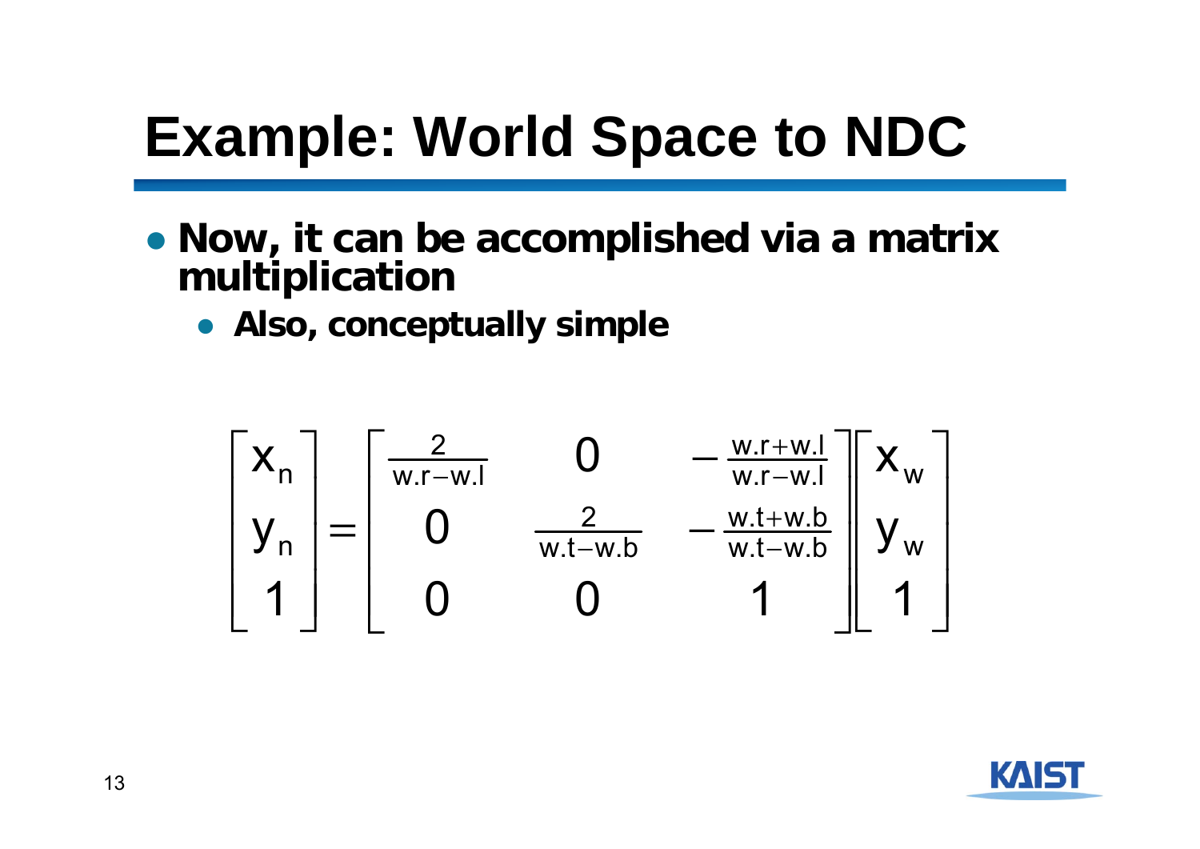# Example: World Space to NDC

- **Now, it can be accomplished via a matrix multiplication**
  - **Also, conceptually simple**

$$
\begin{bmatrix} x_n \\ y_n \\ 1 \end{bmatrix} = \begin{bmatrix} \frac{2}{w.r - w.l} & 0 & -\frac{w.r + w.l}{w.r - w.l} \\ 0 & \frac{2}{w.t - w.b} & -\frac{w.t + w.b}{w.t - w.b} \\ 0 & 0 & 1 \end{bmatrix} \begin{bmatrix} x_w \\ y_w \\ 1 \end{bmatrix}
$$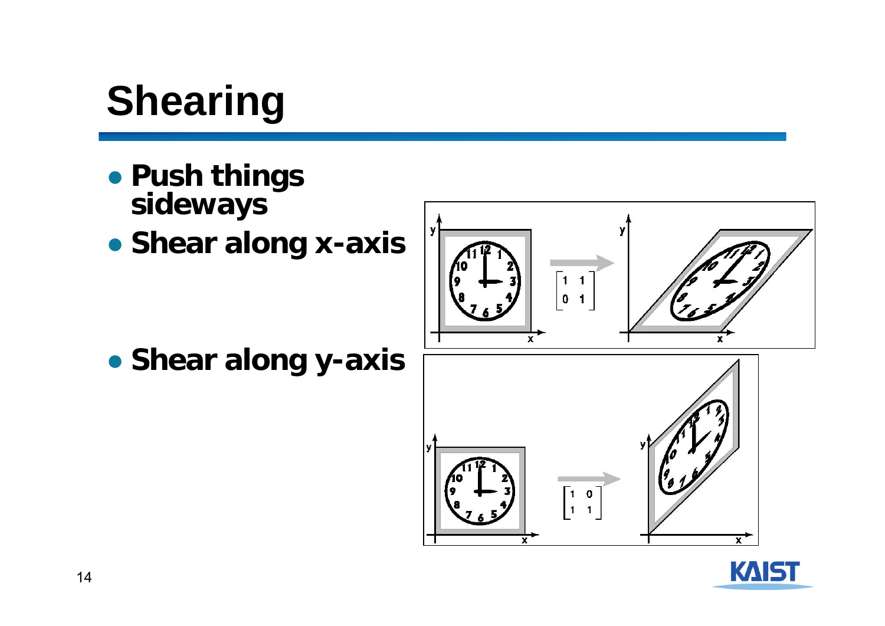# Shearing

- **Push things sideways**
- **Shear along x-axis**

$$\begin{bmatrix} 1 & 1 \\ 0 & 1 \end{bmatrix}$$

- **Shear along y-axis**

$$\begin{bmatrix} 1 & 0 \\ 1 & 1 \end{bmatrix}$$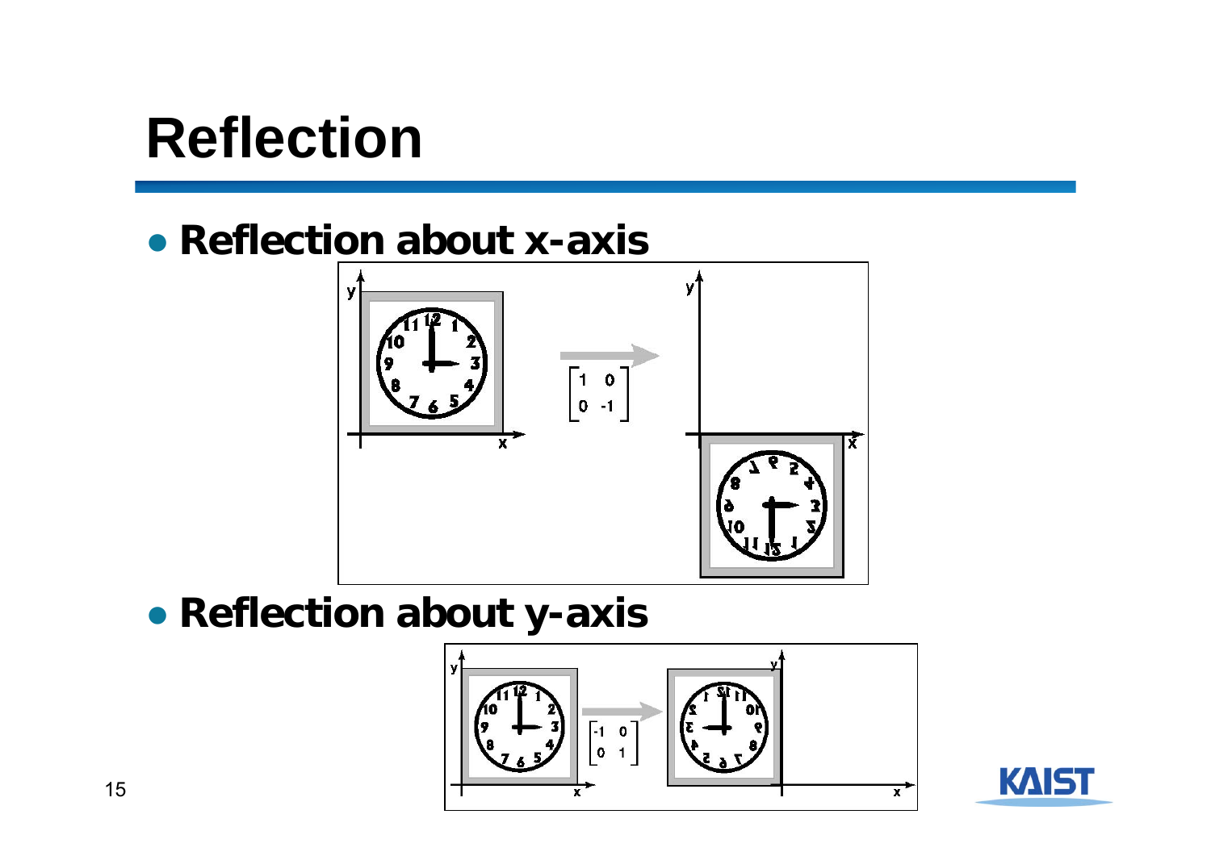# Reflection

- **Reflection about x-axis**

$$\begin{bmatrix} 1 & 0 \\ 0 & -1 \end{bmatrix}$$

- **Reflection about y-axis**

$$\begin{bmatrix} -1 & 0 \\ 0 & 1 \end{bmatrix}$$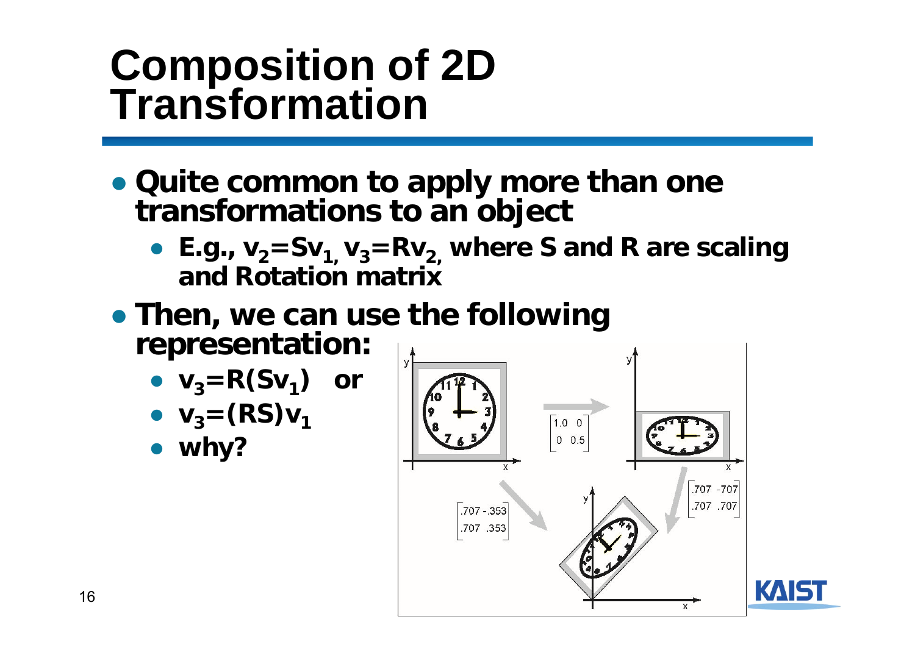# Composition of 2D Transformation

- Quite common to apply more than one transformations to an object
  - E.g., $v_2 = Sv_1$, $v_3 = Rv_2$, where S and R are scaling and Rotation matrix
- Then, we can use the following representation:
  - $v_3 = R(Sv_1)$ or
  - $v_3 = (RS)v_1$
  - why?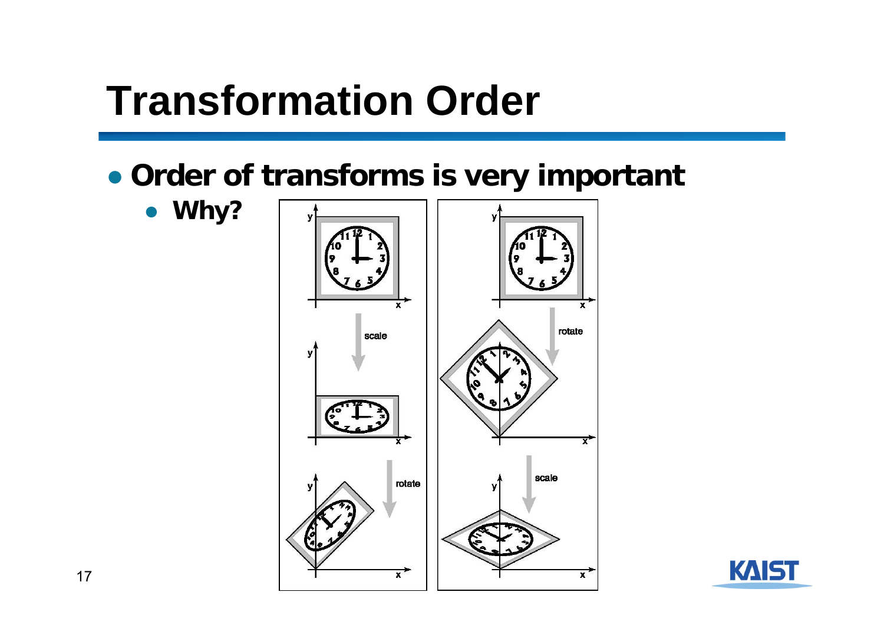# Transformation Order

- **Order of transforms is very important**
  - **Why?**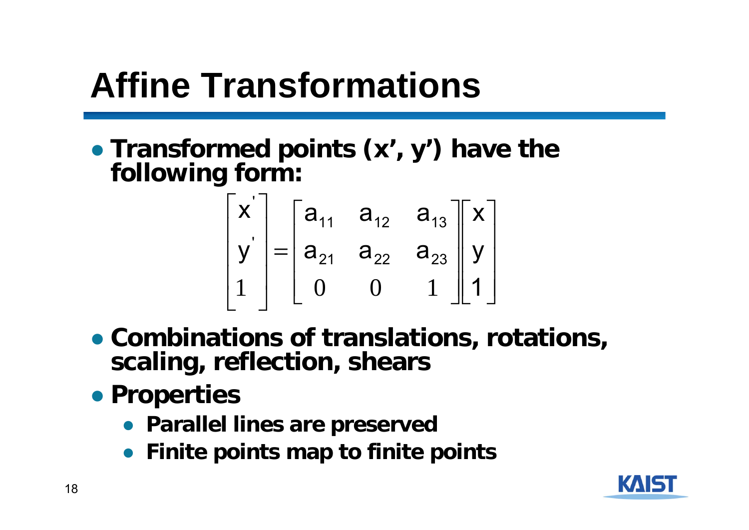# Affine Transformations

- Transformed points (x', y') have the following form:

$$\begin{bmatrix} x' \\ y' \\ 1 \end{bmatrix} = \begin{bmatrix} a_{11} & a_{12} & a_{13} \\ a_{21} & a_{22} & a_{23} \\ 0 & 0 & 1 \end{bmatrix} \begin{bmatrix} x \\ y \\ 1 \end{bmatrix}$$

- Combinations of translations, rotations, scaling, reflection, shears
- Properties
  - Parallel lines are preserved
  - Finite points map to finite points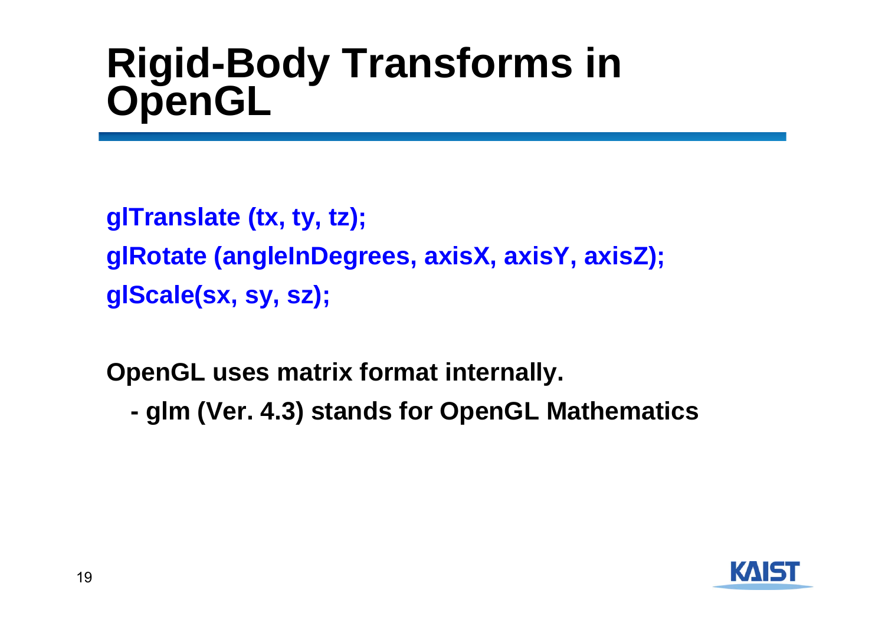# Rigid-Body Transforms in OpenGL

```
glTranslate (tx, ty, tz);
glRotate (angleInDegrees, axisX, axisY, axisZ);
glScale(sx, sy, sz);
```

**OpenGL uses matrix format internally.**

- **glm (Ver. 4.3) stands for OpenGL Mathematics**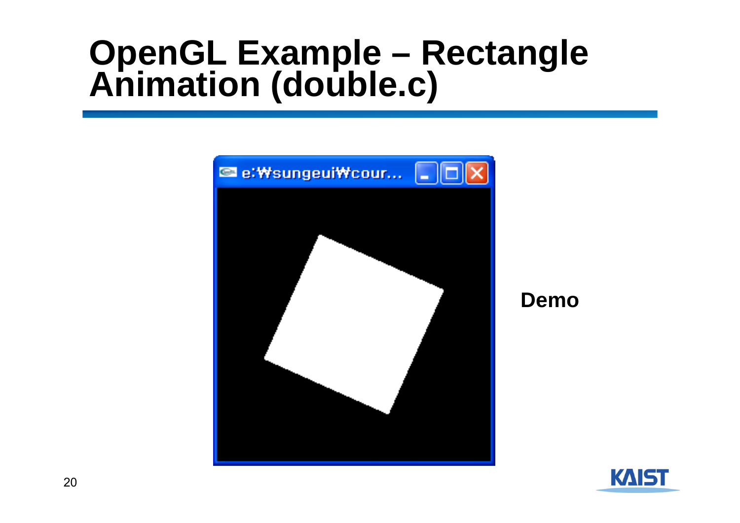# OpenGL Example – Rectangle Animation (double.c)

**Demo**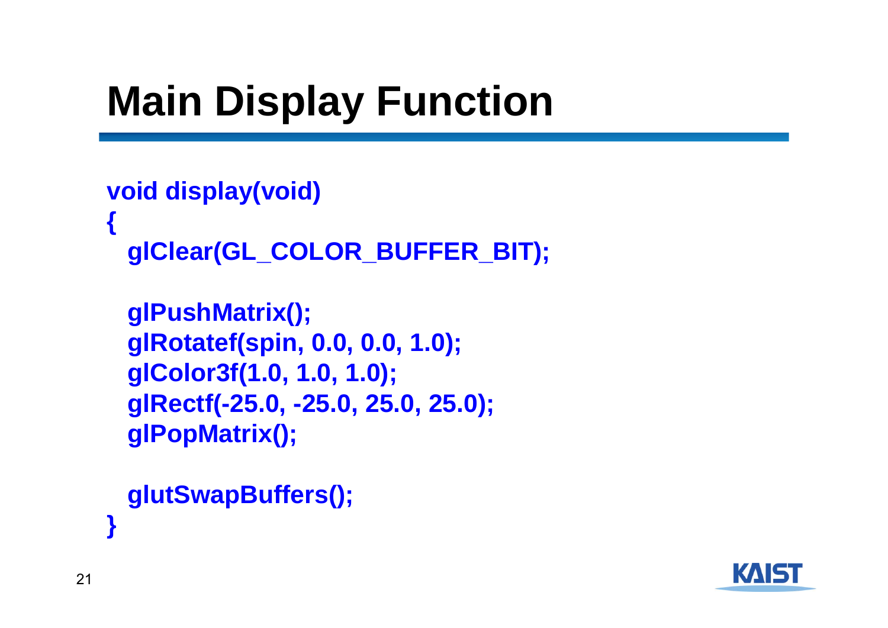# Main Display Function

```
void display(void)
{
  glClear(GL_COLOR_BUFFER_BIT);

  glPushMatrix();
  glRotatef(spin, 0.0, 0.0, 1.0);
  glColor3f(1.0, 1.0, 1.0);
  glRectf(-25.0, -25.0, 25.0, 25.0);
  glPopMatrix();

  glutSwapBuffers();
}
```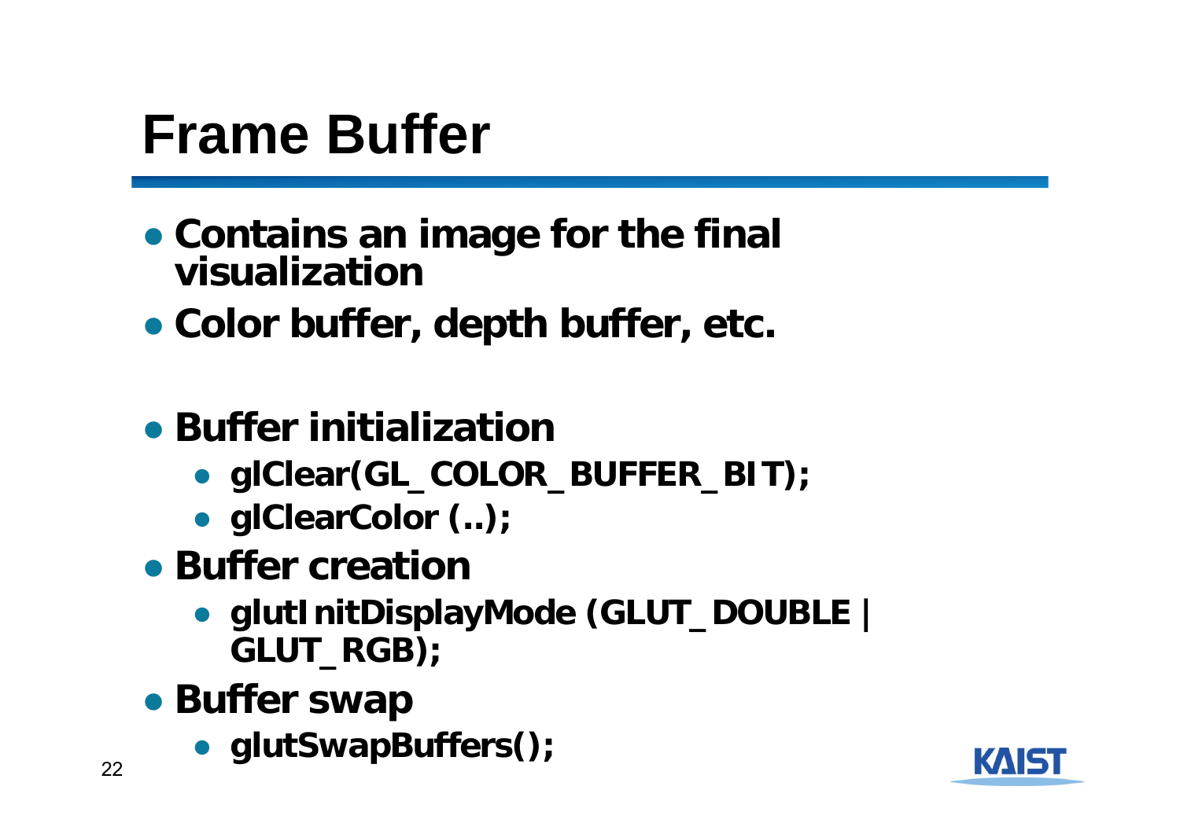# Frame Buffer

- Contains an image for the final visualization
- Color buffer, depth buffer, etc.

- Buffer initialization
  - glClear(GL_COLOR_BUFFER_BIT);
  - glClearColor (..);
- Buffer creation
  - glutInitDisplayMode (GLUT_DOUBLE | GLUT_RGB);
- Buffer swap
  - glutSwapBuffers();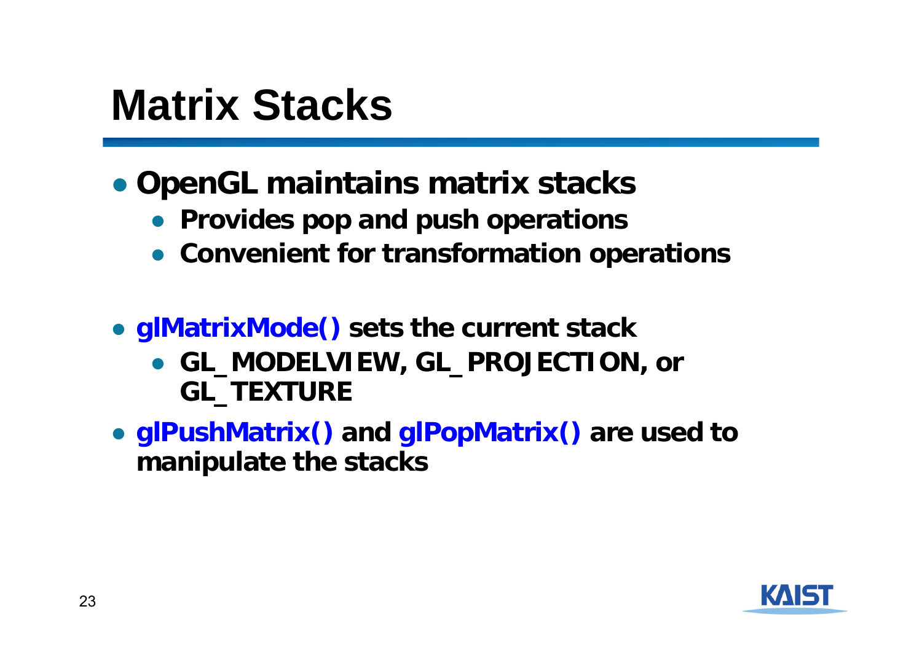# Matrix Stacks

- OpenGL maintains matrix stacks
  - Provides pop and push operations
  - Convenient for transformation operations

- glMatrixMode() sets the current stack
  - GL_MODELVIEW, GL_PROJECTION, or GL_TEXTURE
- glPushMatrix() and glPopMatrix() are used to manipulate the stacks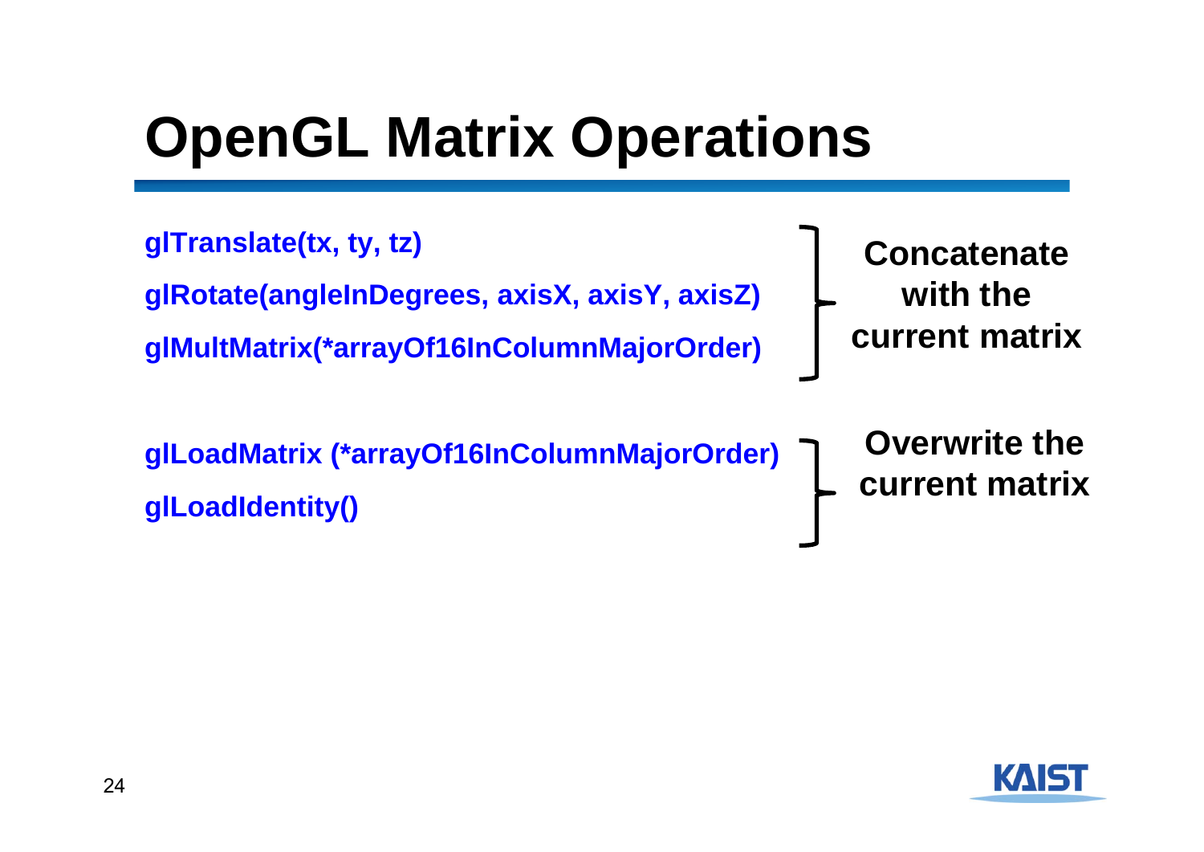# OpenGL Matrix Operations

**glTranslate(tx, ty, tz)**

**glRotate(angleInDegrees, axisX, axisY, axisZ)**

**glMultMatrix(*arrayOf16InColumnMajorOrder)**

} **Concatenate with the current matrix**

**glLoadMatrix (*arrayOf16InColumnMajorOrder)**

**glLoadIdentity()**

} **Overwrite the current matrix**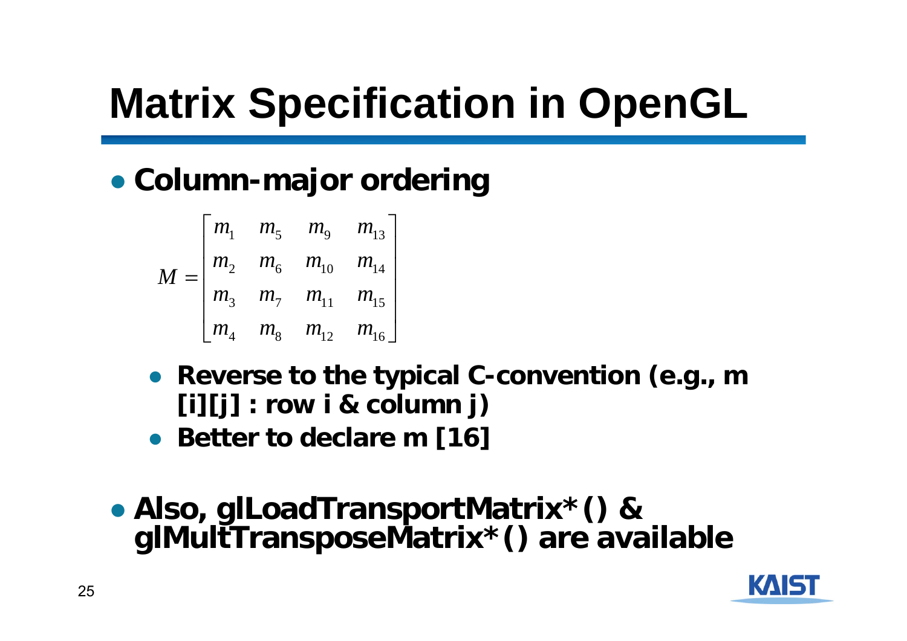# Matrix Specification in OpenGL

- **Column-major ordering**

$$M = \begin{bmatrix} m_1 & m_5 & m_9 & m_{13} \\ m_2 & m_6 & m_{10} & m_{14} \\ m_3 & m_7 & m_{11} & m_{15} \\ m_4 & m_8 & m_{12} & m_{16} \end{bmatrix}$$

  - **Reverse to the typical C-convention (e.g., m [i][j] : row i & column j)**
  - **Better to declare m [16]**

- **Also, glLoadTransportMatrix*() & glMultTransposeMatrix*() are available**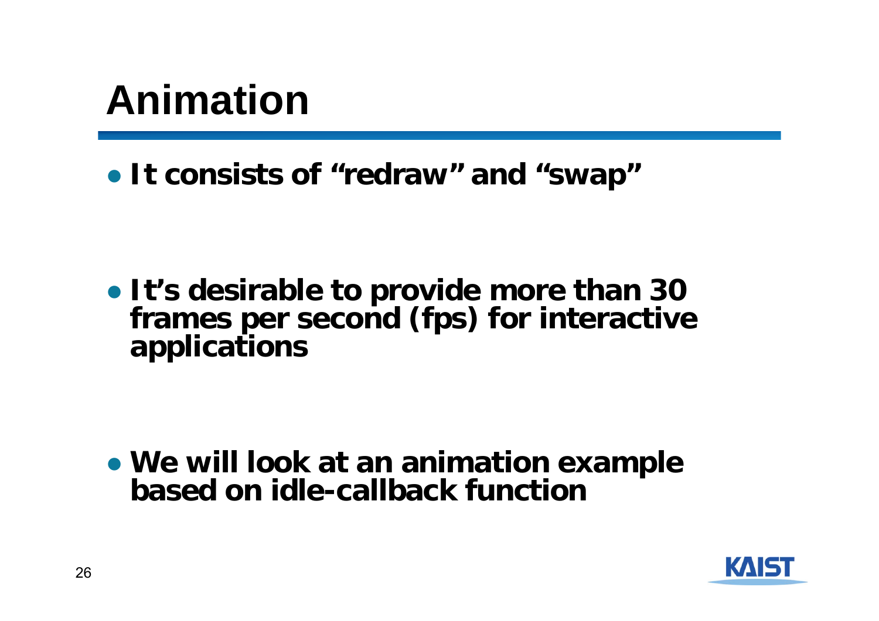# Animation

- It consists of "redraw" and "swap"
- It's desirable to provide more than 30 frames per second (fps) for interactive applications
- We will look at an animation example based on idle-callback function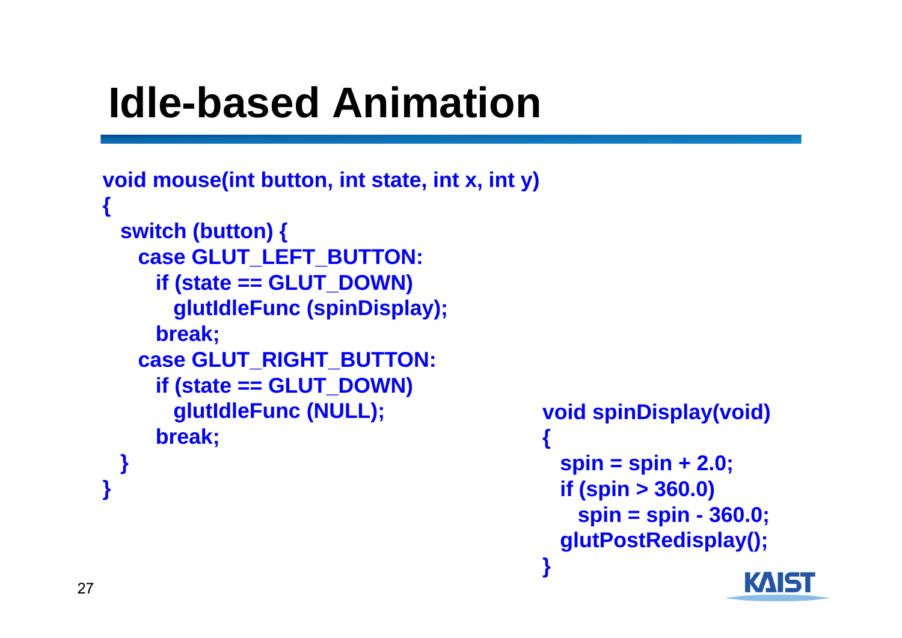# Idle-based Animation

```
void mouse(int button, int state, int x, int y)
{
  switch (button) {
    case GLUT_LEFT_BUTTON:
      if (state == GLUT_DOWN)
        glutIdleFunc (spinDisplay);
      break;
    case GLUT_RIGHT_BUTTON:
      if (state == GLUT_DOWN)
        glutIdleFunc (NULL);
      break;
  }
}
```

```
void spinDisplay(void)
{
  spin = spin + 2.0;
  if (spin > 360.0)
    spin = spin - 360.0;
  glutPostRedisplay();
}
```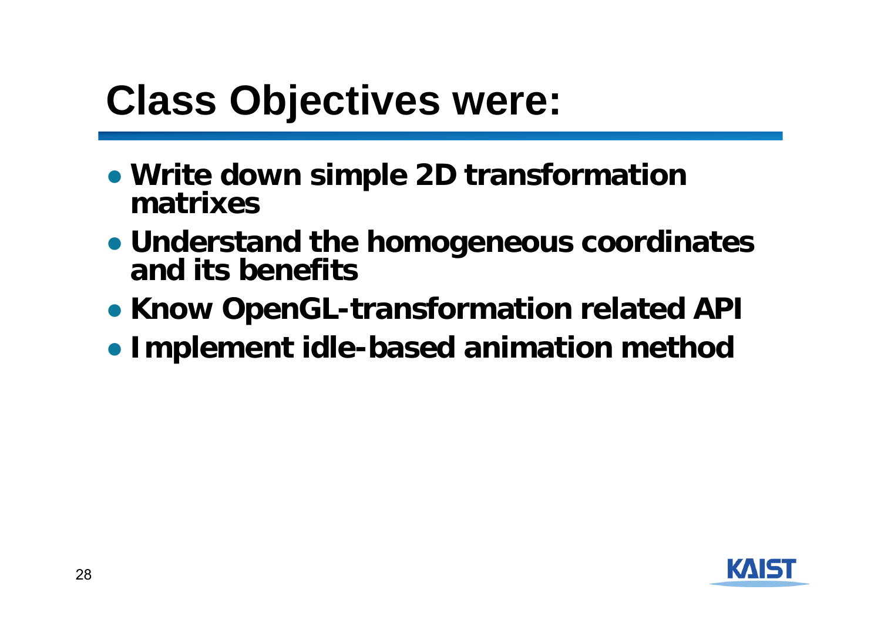# Class Objectives were:

- **Write down simple 2D transformation matrixes**
- **Understand the homogeneous coordinates and its benefits**
- **Know OpenGL-transformation related API**
- **Implement idle-based animation method**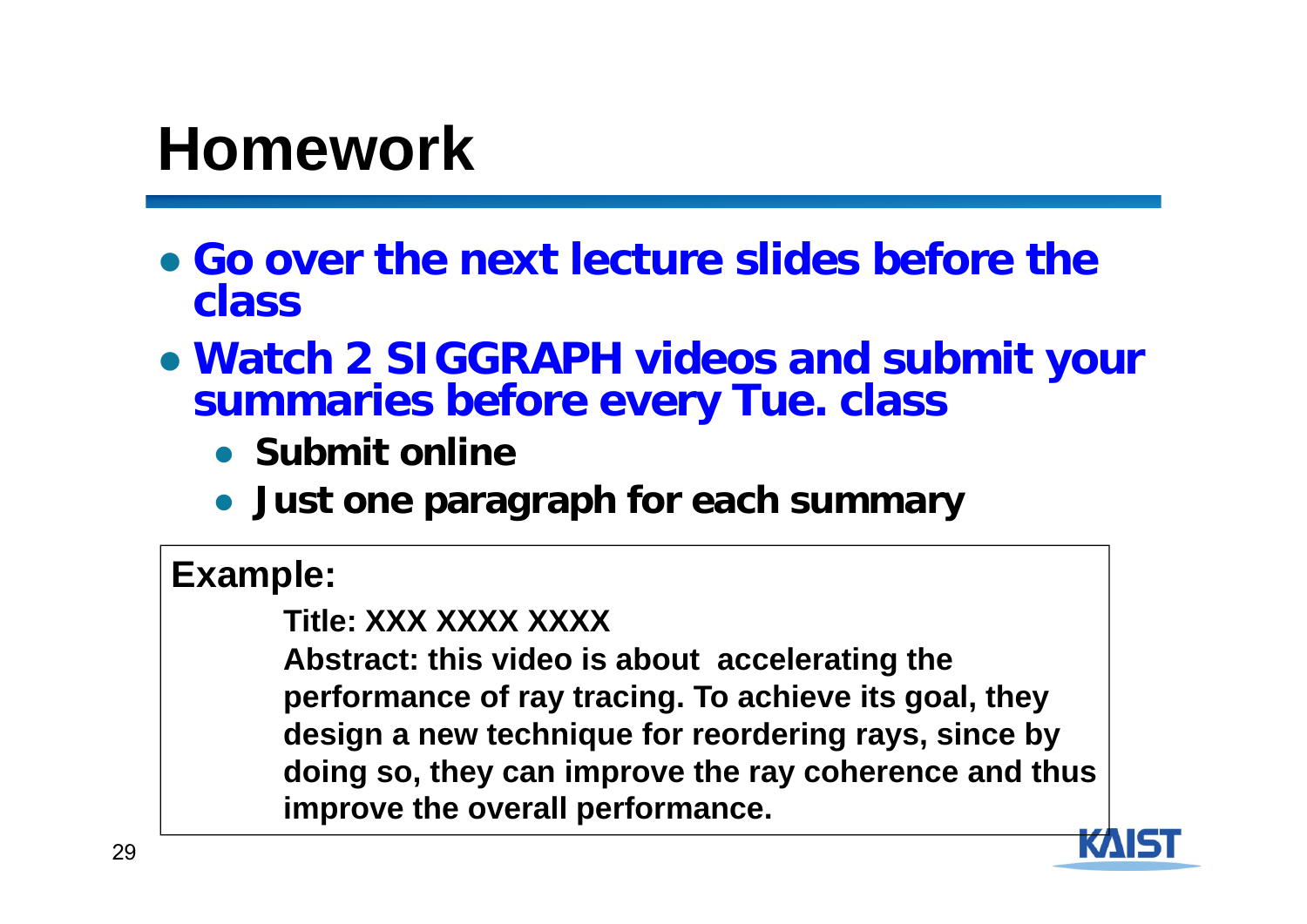# Homework

- **Go over the next lecture slides before the class**
- **Watch 2 SIGGRAPH videos and submit your summaries before every Tue. class**
  - **Submit online**
  - **Just one paragraph for each summary**

**Example:**

> **Title: XXX XXXX XXXX**
>
> **Abstract: this video is about accelerating the performance of ray tracing. To achieve its goal, they design a new technique for reordering rays, since by doing so, they can improve the ray coherence and thus improve the overall performance.**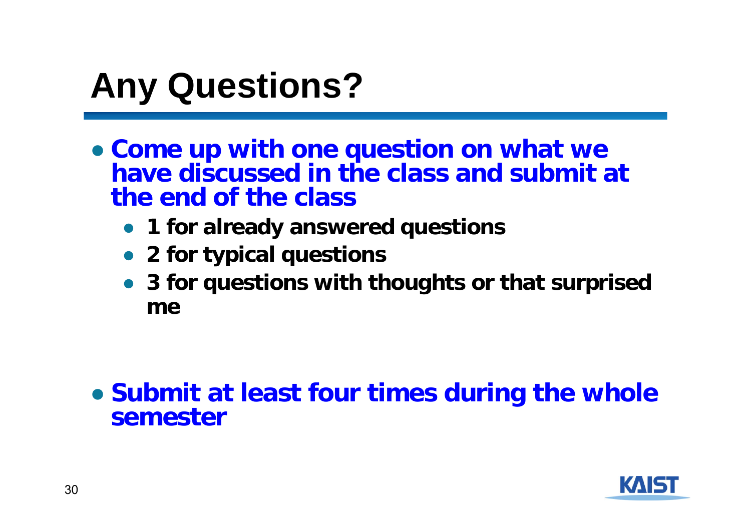# Any Questions?

- Come up with one question on what we have discussed in the class and submit at the end of the class
  - 1 for already answered questions
  - 2 for typical questions
  - 3 for questions with thoughts or that surprised me

- Submit at least four times during the whole semester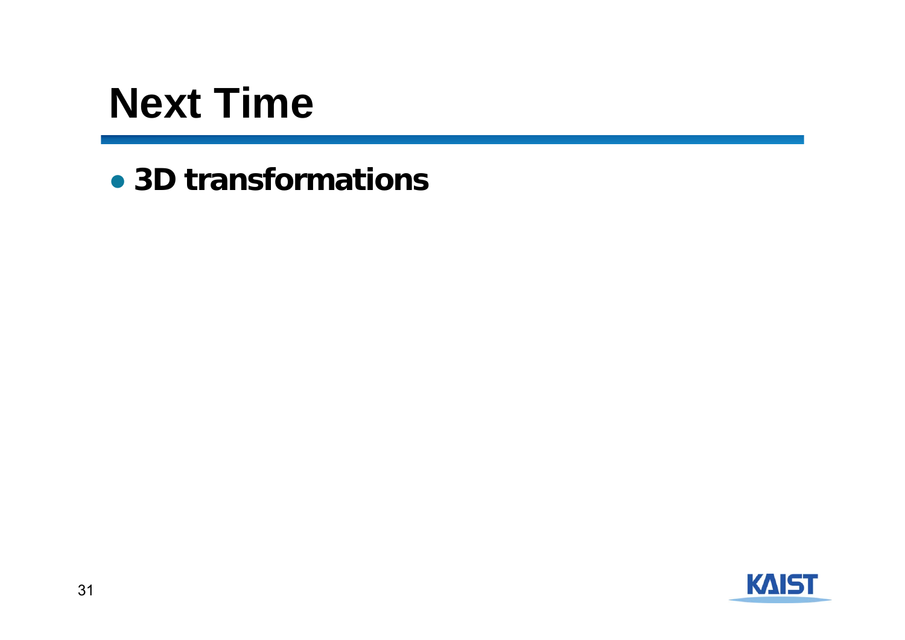# Next Time

- **3D transformations**